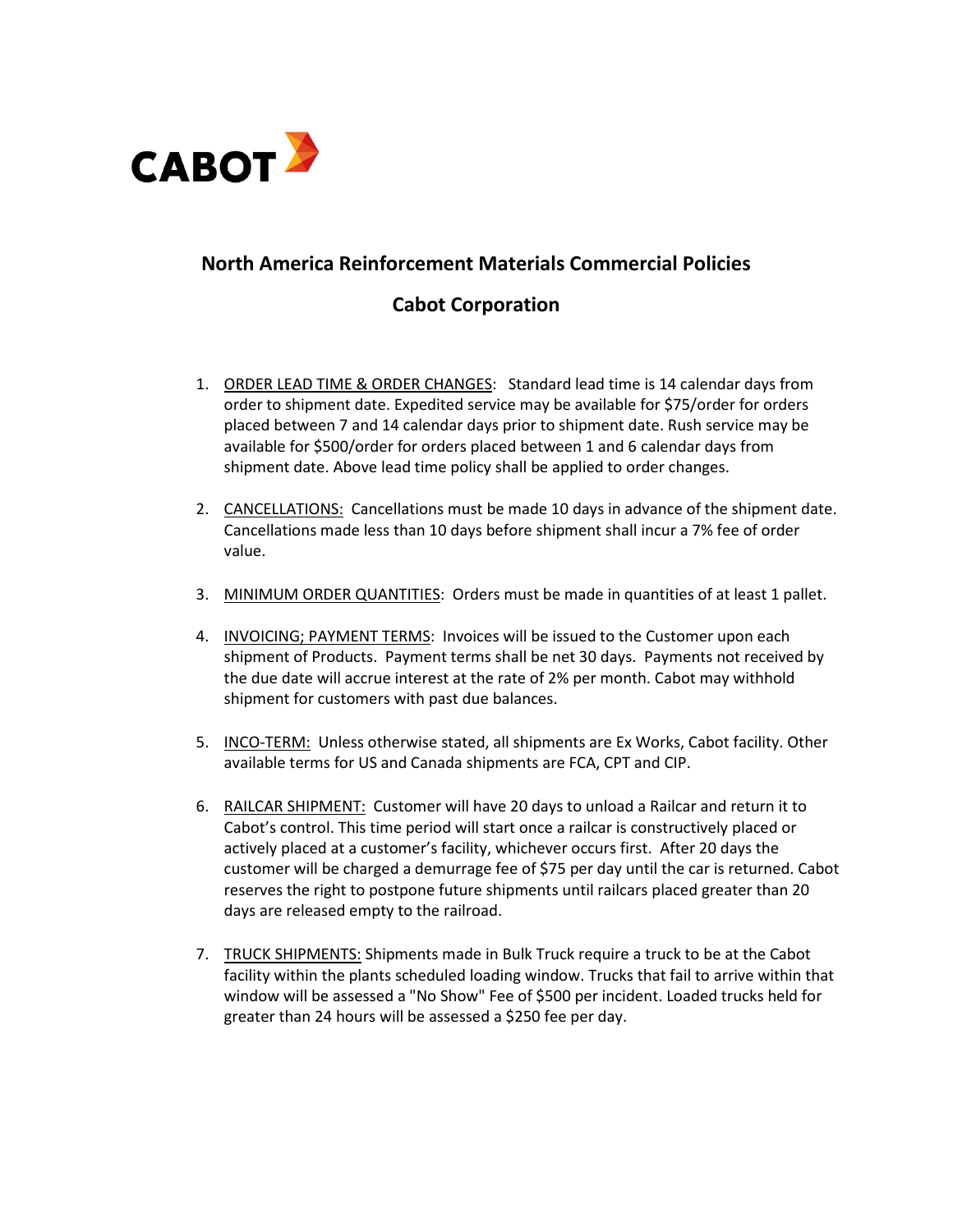CABOT

# North America Reinforcement Materials Commercial Policies

## Cabot Corporation

1. ORDER LEAD TIME & ORDER CHANGES: Standard lead time is 14 calendar days from order to shipment date. Expedited service may be available for $75/order for orders placed between 7 and 14 calendar days prior to shipment date. Rush service may be available for $500/order for orders placed between 1 and 6 calendar days from shipment date. Above lead time policy shall be applied to order changes.

2. CANCELLATIONS: Cancellations must be made 10 days in advance of the shipment date. Cancellations made less than 10 days before shipment shall incur a 7% fee of order value.

3. MINIMUM ORDER QUANTITIES: Orders must be made in quantities of at least 1 pallet.

4. INVOICING; PAYMENT TERMS: Invoices will be issued to the Customer upon each shipment of Products. Payment terms shall be net 30 days. Payments not received by the due date will accrue interest at the rate of 2% per month. Cabot may withhold shipment for customers with past due balances.

5. INCO-TERM: Unless otherwise stated, all shipments are Ex Works, Cabot facility. Other available terms for US and Canada shipments are FCA, CPT and CIP.

6. RAILCAR SHIPMENT: Customer will have 20 days to unload a Railcar and return it to Cabot's control. This time period will start once a railcar is constructively placed or actively placed at a customer's facility, whichever occurs first. After 20 days the customer will be charged a demurrage fee of $75 per day until the car is returned. Cabot reserves the right to postpone future shipments until railcars placed greater than 20 days are released empty to the railroad.

7. TRUCK SHIPMENTS: Shipments made in Bulk Truck require a truck to be at the Cabot facility within the plants scheduled loading window. Trucks that fail to arrive within that window will be assessed a "No Show" Fee of $500 per incident. Loaded trucks held for greater than 24 hours will be assessed a $250 fee per day.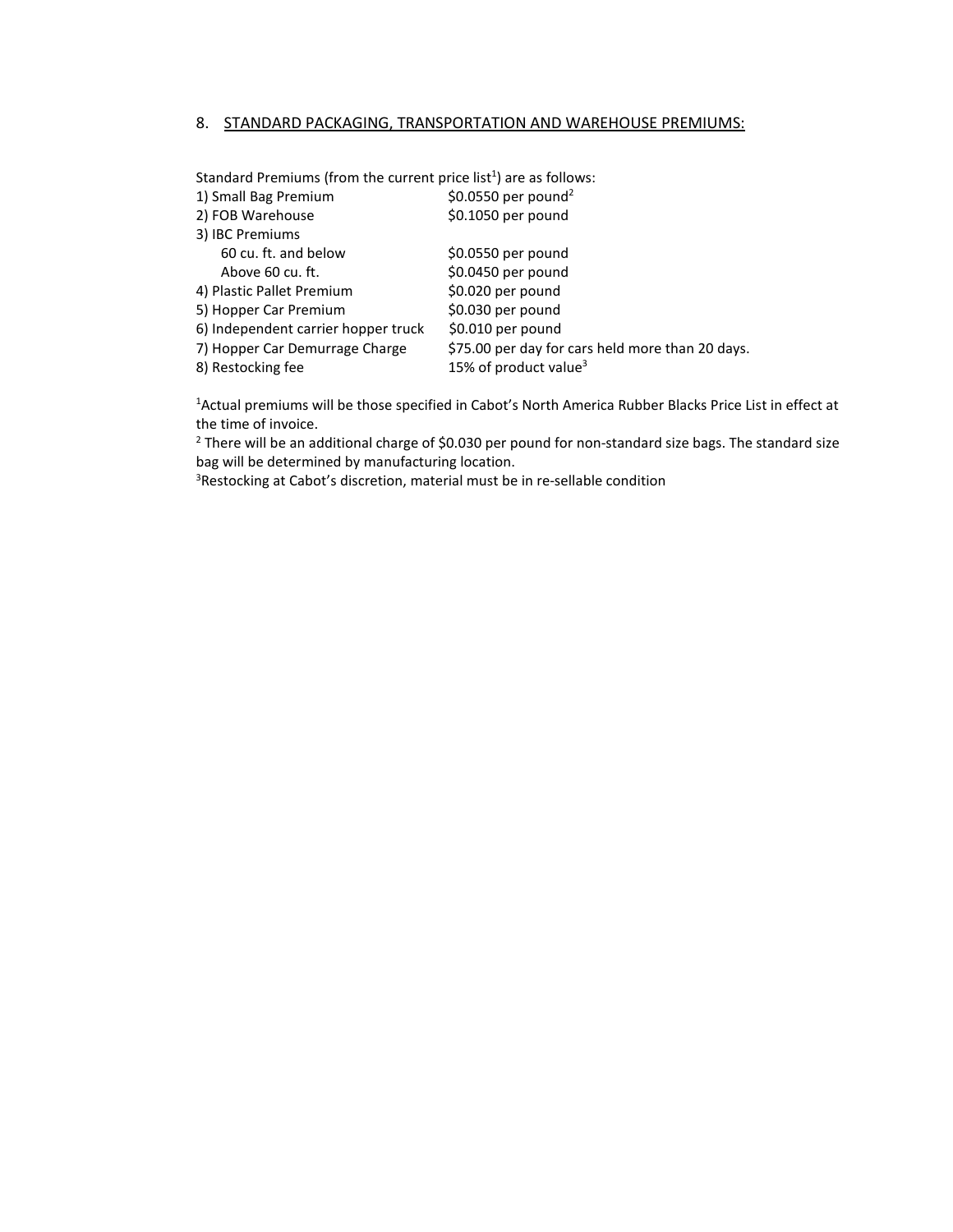## 8. STANDARD PACKAGING, TRANSPORTATION AND WAREHOUSE PREMIUMS:

Standard Premiums (from the current price list[1]) are as follows:

| | |
|---|---|
| 1) Small Bag Premium | \$0.0550 per pound[2] |
| 2) FOB Warehouse | \$0.1050 per pound |
| 3) IBC Premiums | |
| 60 cu. ft. and below | \$0.0550 per pound |
| Above 60 cu. ft. | \$0.0450 per pound |
| 4) Plastic Pallet Premium | \$0.020 per pound |
| 5) Hopper Car Premium | \$0.030 per pound |
| 6) Independent carrier hopper truck | \$0.010 per pound |
| 7) Hopper Car Demurrage Charge | \$75.00 per day for cars held more than 20 days. |
| 8) Restocking fee | 15% of product value[3] |

[1]Actual premiums will be those specified in Cabot's North America Rubber Blacks Price List in effect at the time of invoice.

[2] There will be an additional charge of \$0.030 per pound for non-standard size bags. The standard size bag will be determined by manufacturing location.

[3]Restocking at Cabot's discretion, material must be in re-sellable condition